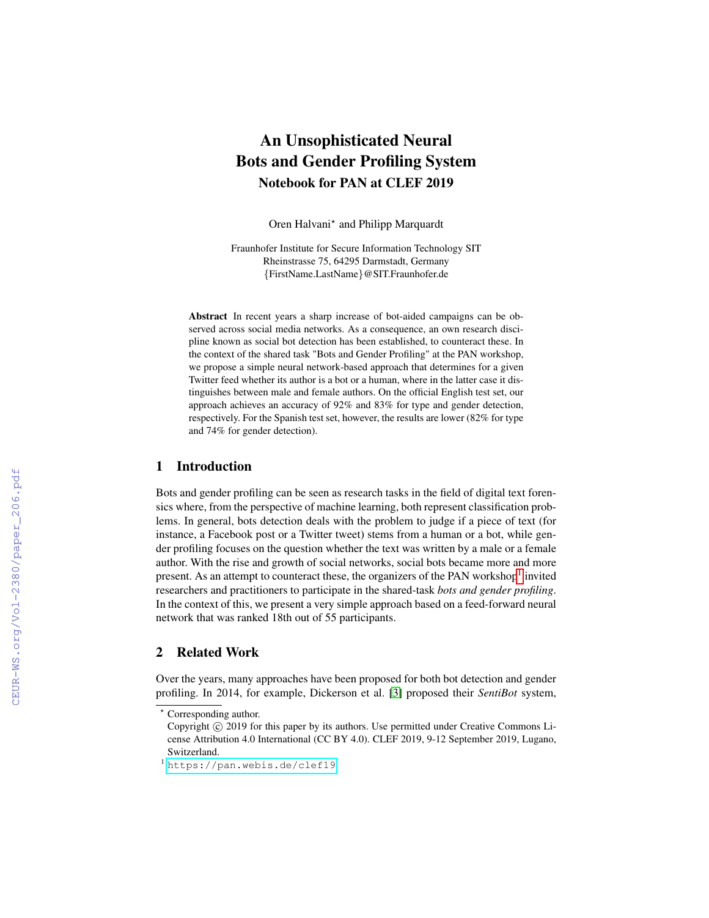# An Unsophisticated Neural Bots and Gender Profiling System

## Notebook for PAN at CLEF 2019

Oren Halvani* and Philipp Marquardt

Fraunhofer Institute for Secure Information Technology SIT
Rheinstrasse 75, 64295 Darmstadt, Germany
{FirstName.LastName}@SIT.Fraunhofer.de

**Abstract** In recent years a sharp increase of bot-aided campaigns can be observed across social media networks. As a consequence, an own research discipline known as social bot detection has been established, to counteract these. In the context of the shared task "Bots and Gender Profiling" at the PAN workshop, we propose a simple neural network-based approach that determines for a given Twitter feed whether its author is a bot or a human, where in the latter case it distinguishes between male and female authors. On the official English test set, our approach achieves an accuracy of 92% and 83% for type and gender detection, respectively. For the Spanish test set, however, the results are lower (82% for type and 74% for gender detection).

## 1 Introduction

Bots and gender profiling can be seen as research tasks in the field of digital text forensics where, from the perspective of machine learning, both represent classification problems. In general, bots detection deals with the problem to judge if a piece of text (for instance, a Facebook post or a Twitter tweet) stems from a human or a bot, while gender profiling focuses on the question whether the text was written by a male or a female author. With the rise and growth of social networks, social bots became more and more present. As an attempt to counteract these, the organizers of the PAN workshop[1] invited researchers and practitioners to participate in the shared-task *bots and gender profiling*. In the context of this, we present a very simple approach based on a feed-forward neural network that was ranked 18th out of 55 participants.

## 2 Related Work

Over the years, many approaches have been proposed for both bot detection and gender profiling. In 2014, for example, Dickerson et al. [3] proposed their *SentiBot* system,

---

* Corresponding author.
Copyright © 2019 for this paper by its authors. Use permitted under Creative Commons License Attribution 4.0 International (CC BY 4.0). CLEF 2019, 9-12 September 2019, Lugano, Switzerland.

[1] https://pan.webis.de/clef19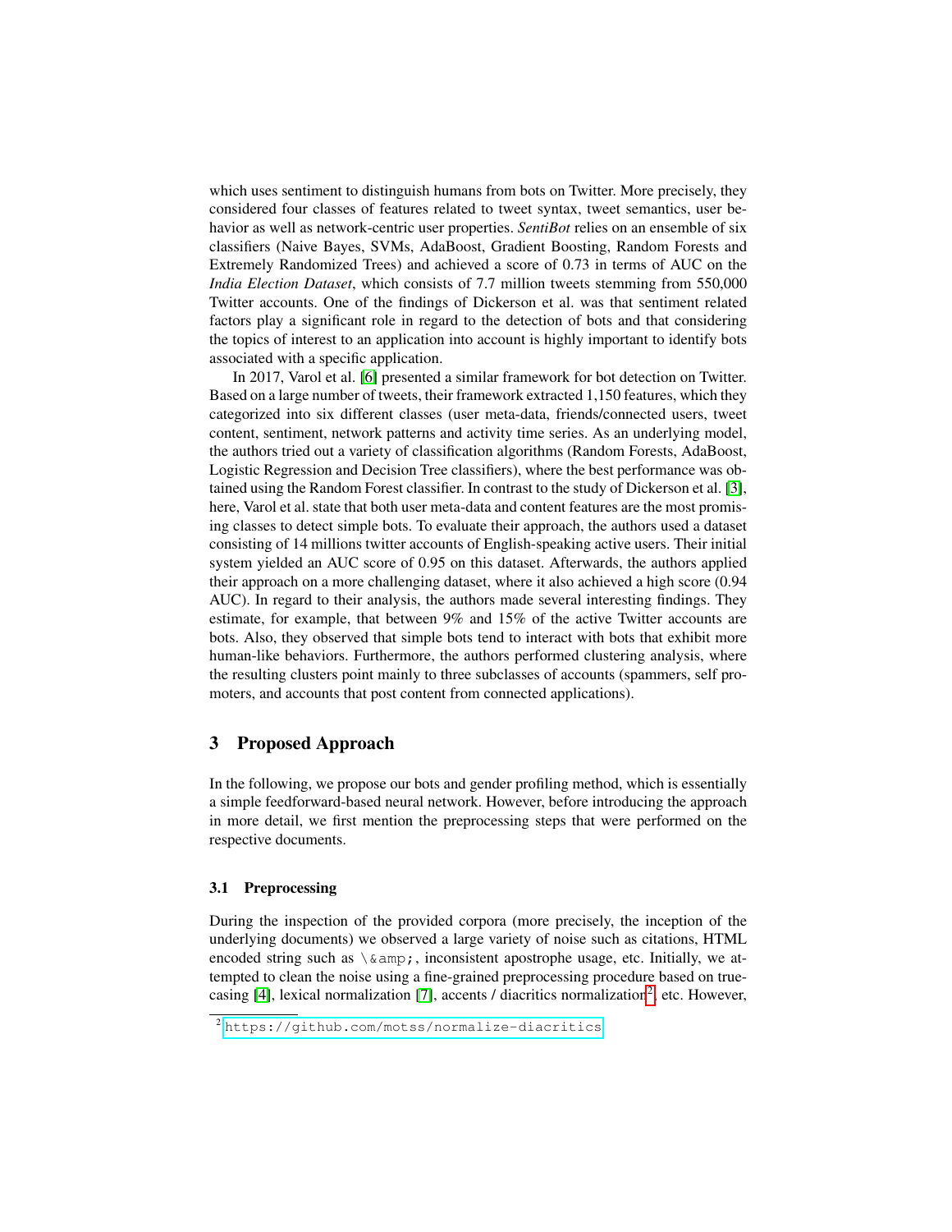which uses sentiment to distinguish humans from bots on Twitter. More precisely, they considered four classes of features related to tweet syntax, tweet semantics, user behavior as well as network-centric user properties. *SentiBot* relies on an ensemble of six classifiers (Naive Bayes, SVMs, AdaBoost, Gradient Boosting, Random Forests and Extremely Randomized Trees) and achieved a score of 0.73 in terms of AUC on the *India Election Dataset*, which consists of 7.7 million tweets stemming from 550,000 Twitter accounts. One of the findings of Dickerson et al. was that sentiment related factors play a significant role in regard to the detection of bots and that considering the topics of interest to an application into account is highly important to identify bots associated with a specific application.

In 2017, Varol et al. [6] presented a similar framework for bot detection on Twitter. Based on a large number of tweets, their framework extracted 1,150 features, which they categorized into six different classes (user meta-data, friends/connected users, tweet content, sentiment, network patterns and activity time series. As an underlying model, the authors tried out a variety of classification algorithms (Random Forests, AdaBoost, Logistic Regression and Decision Tree classifiers), where the best performance was obtained using the Random Forest classifier. In contrast to the study of Dickerson et al. [3], here, Varol et al. state that both user meta-data and content features are the most promising classes to detect simple bots. To evaluate their approach, the authors used a dataset consisting of 14 millions twitter accounts of English-speaking active users. Their initial system yielded an AUC score of 0.95 on this dataset. Afterwards, the authors applied their approach on a more challenging dataset, where it also achieved a high score (0.94 AUC). In regard to their analysis, the authors made several interesting findings. They estimate, for example, that between 9% and 15% of the active Twitter accounts are bots. Also, they observed that simple bots tend to interact with bots that exhibit more human-like behaviors. Furthermore, the authors performed clustering analysis, where the resulting clusters point mainly to three subclasses of accounts (spammers, self promoters, and accounts that post content from connected applications).

## 3 Proposed Approach

In the following, we propose our bots and gender profiling method, which is essentially a simple feedforward-based neural network. However, before introducing the approach in more detail, we first mention the preprocessing steps that were performed on the respective documents.

### 3.1 Preprocessing

During the inspection of the provided corpora (more precisely, the inception of the underlying documents) we observed a large variety of noise such as citations, HTML encoded string such as `\&amp;`, inconsistent apostrophe usage, etc. Initially, we attempted to clean the noise using a fine-grained preprocessing procedure based on truecasing [4], lexical normalization [7], accents / diacritics normalization[2], etc. However,

[2] https://github.com/motss/normalize-diacritics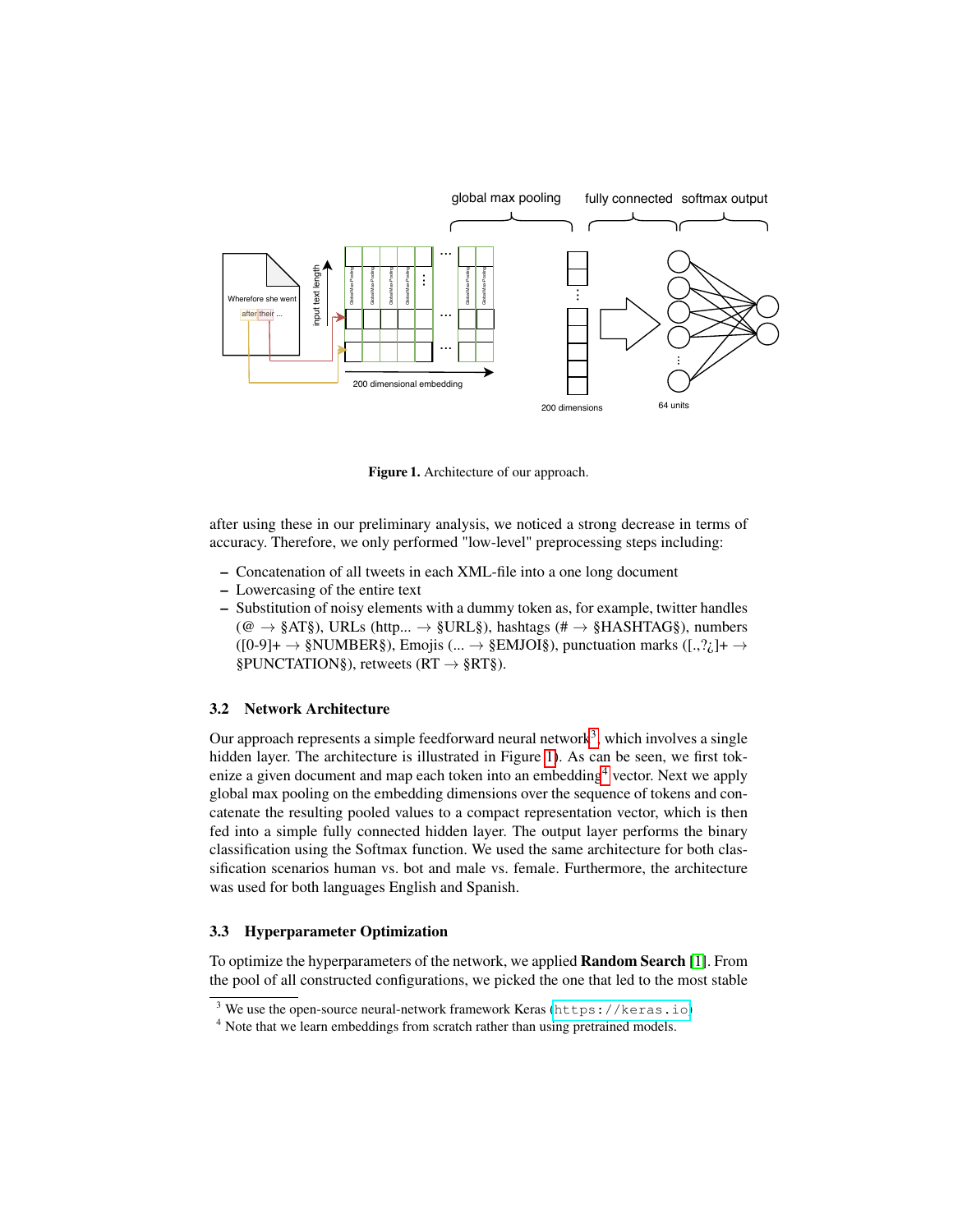Figure 1. Architecture of our approach.

after using these in our preliminary analysis, we noticed a strong decrease in terms of accuracy. Therefore, we only performed "low-level" preprocessing steps including:

- Concatenation of all tweets in each XML-file into a one long document
- Lowercasing of the entire text
- Substitution of noisy elements with a dummy token as, for example, twitter handles (@ → §AT§), URLs (http... → §URL§), hashtags (# → §HASHTAG§), numbers ([0-9]+ → §NUMBER§), Emojis (... → §EMJOI§), punctuation marks ([.,?¿]+ → §PUNCTATION§), retweets (RT → §RT§).

### 3.2 Network Architecture

Our approach represents a simple feedforward neural network[3], which involves a single hidden layer. The architecture is illustrated in Figure 1. As can be seen, we first tokenize a given document and map each token into an embedding[4] vector. Next we apply global max pooling on the embedding dimensions over the sequence of tokens and concatenate the resulting pooled values to a compact representation vector, which is then fed into a simple fully connected hidden layer. The output layer performs the binary classification using the Softmax function. We used the same architecture for both classification scenarios human vs. bot and male vs. female. Furthermore, the architecture was used for both languages English and Spanish.

### 3.3 Hyperparameter Optimization

To optimize the hyperparameters of the network, we applied **Random Search** [1]. From the pool of all constructed configurations, we picked the one that led to the most stable

---

[3] We use the open-source neural-network framework Keras (https://keras.io)

[4] Note that we learn embeddings from scratch rather than using pretrained models.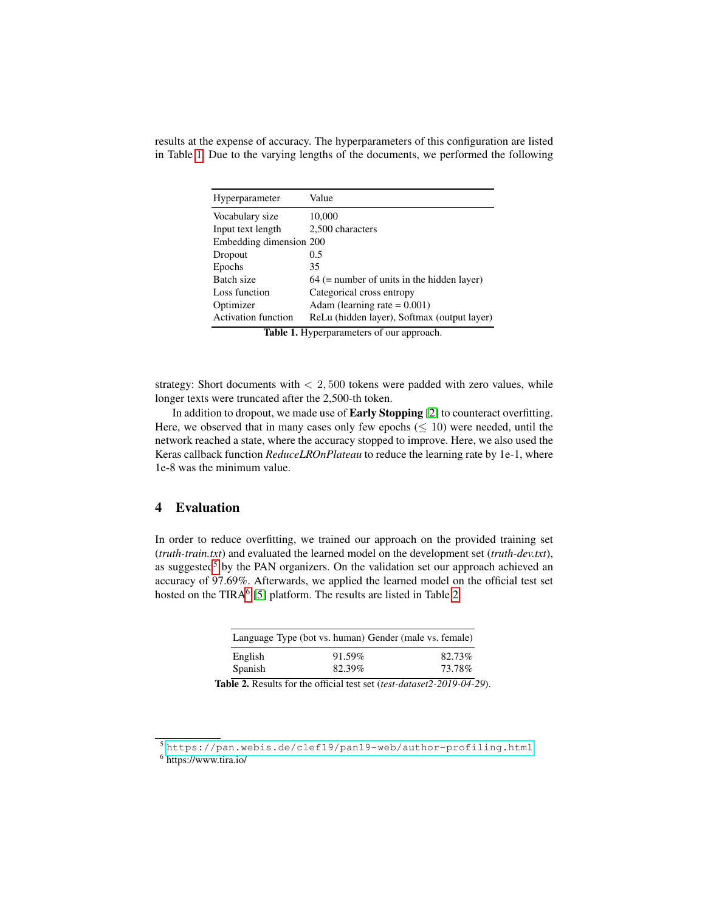results at the expense of accuracy. The hyperparameters of this configuration are listed in Table 1. Due to the varying lengths of the documents, we performed the following

| Hyperparameter | Value |
| --- | --- |
| Vocabulary size | 10,000 |
| Input text length | 2,500 characters |
| Embedding dimension | 200 |
| Dropout | 0.5 |
| Epochs | 35 |
| Batch size | 64 (= number of units in the hidden layer) |
| Loss function | Categorical cross entropy |
| Optimizer | Adam (learning rate = 0.001) |
| Activation function | ReLu (hidden layer), Softmax (output layer) |

**Table 1.** Hyperparameters of our approach.

strategy: Short documents with $< 2,500$ tokens were padded with zero values, while longer texts were truncated after the 2,500-th token.

In addition to dropout, we made use of **Early Stopping** [2] to counteract overfitting. Here, we observed that in many cases only few epochs ($\leq 10$) were needed, until the network reached a state, where the accuracy stopped to improve. Here, we also used the Keras callback function *ReduceLROnPlateau* to reduce the learning rate by 1e-1, where 1e-8 was the minimum value.

## 4 Evaluation

In order to reduce overfitting, we trained our approach on the provided training set (*truth-train.txt*) and evaluated the learned model on the development set (*truth-dev.txt*), as suggested[5] by the PAN organizers. On the validation set our approach achieved an accuracy of 97.69%. Afterwards, we applied the learned model on the official test set hosted on the TIRA[6] [5] platform. The results are listed in Table 2.

| Language | Type (bot vs. human) | Gender (male vs. female) |
| --- | --- | --- |
| English | 91.59% | 82.73% |
| Spanish | 82.39% | 73.78% |

**Table 2.** Results for the official test set (*test-dataset2-2019-04-29*).

[5] https://pan.webis.de/clef19/pan19-web/author-profiling.html

[6] https://www.tira.io/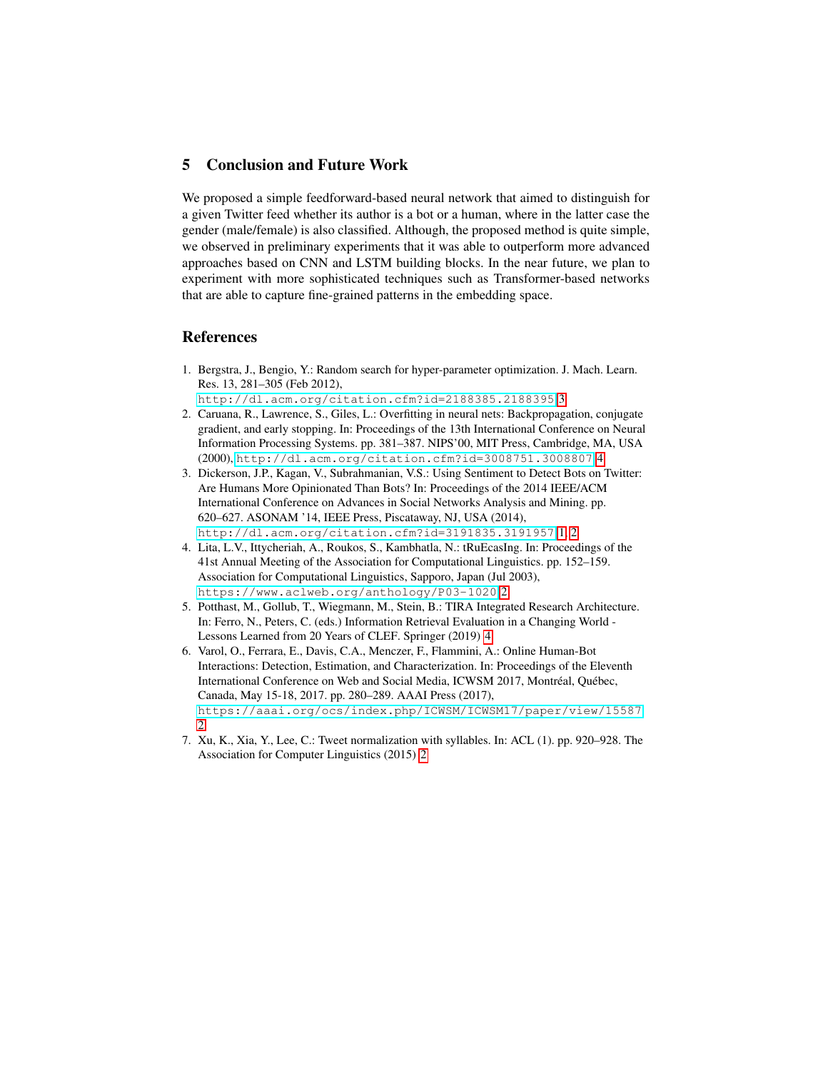## 5 Conclusion and Future Work

We proposed a simple feedforward-based neural network that aimed to distinguish for a given Twitter feed whether its author is a bot or a human, where in the latter case the gender (male/female) is also classified. Although, the proposed method is quite simple, we observed in preliminary experiments that it was able to outperform more advanced approaches based on CNN and LSTM building blocks. In the near future, we plan to experiment with more sophisticated techniques such as Transformer-based networks that are able to capture fine-grained patterns in the embedding space.

## References

1. Bergstra, J., Bengio, Y.: Random search for hyper-parameter optimization. J. Mach. Learn. Res. 13, 281–305 (Feb 2012), http://dl.acm.org/citation.cfm?id=2188385.2188395 3
2. Caruana, R., Lawrence, S., Giles, L.: Overfitting in neural nets: Backpropagation, conjugate gradient, and early stopping. In: Proceedings of the 13th International Conference on Neural Information Processing Systems. pp. 381–387. NIPS'00, MIT Press, Cambridge, MA, USA (2000), http://dl.acm.org/citation.cfm?id=3008751.3008807 4
3. Dickerson, J.P., Kagan, V., Subrahmanian, V.S.: Using Sentiment to Detect Bots on Twitter: Are Humans More Opinionated Than Bots? In: Proceedings of the 2014 IEEE/ACM International Conference on Advances in Social Networks Analysis and Mining. pp. 620–627. ASONAM '14, IEEE Press, Piscataway, NJ, USA (2014), http://dl.acm.org/citation.cfm?id=3191835.3191957 1, 2
4. Lita, L.V., Ittycheriah, A., Roukos, S., Kambhatla, N.: tRuEcasIng. In: Proceedings of the 41st Annual Meeting of the Association for Computational Linguistics. pp. 152–159. Association for Computational Linguistics, Sapporo, Japan (Jul 2003), https://www.aclweb.org/anthology/P03-1020 2
5. Potthast, M., Gollub, T., Wiegmann, M., Stein, B.: TIRA Integrated Research Architecture. In: Ferro, N., Peters, C. (eds.) Information Retrieval Evaluation in a Changing World - Lessons Learned from 20 Years of CLEF. Springer (2019) 4
6. Varol, O., Ferrara, E., Davis, C.A., Menczer, F., Flammini, A.: Online Human-Bot Interactions: Detection, Estimation, and Characterization. In: Proceedings of the Eleventh International Conference on Web and Social Media, ICWSM 2017, Montréal, Québec, Canada, May 15-18, 2017. pp. 280–289. AAAI Press (2017), https://aaai.org/ocs/index.php/ICWSM/ICWSM17/paper/view/15587 2
7. Xu, K., Xia, Y., Lee, C.: Tweet normalization with syllables. In: ACL (1). pp. 920–928. The Association for Computer Linguistics (2015) 2